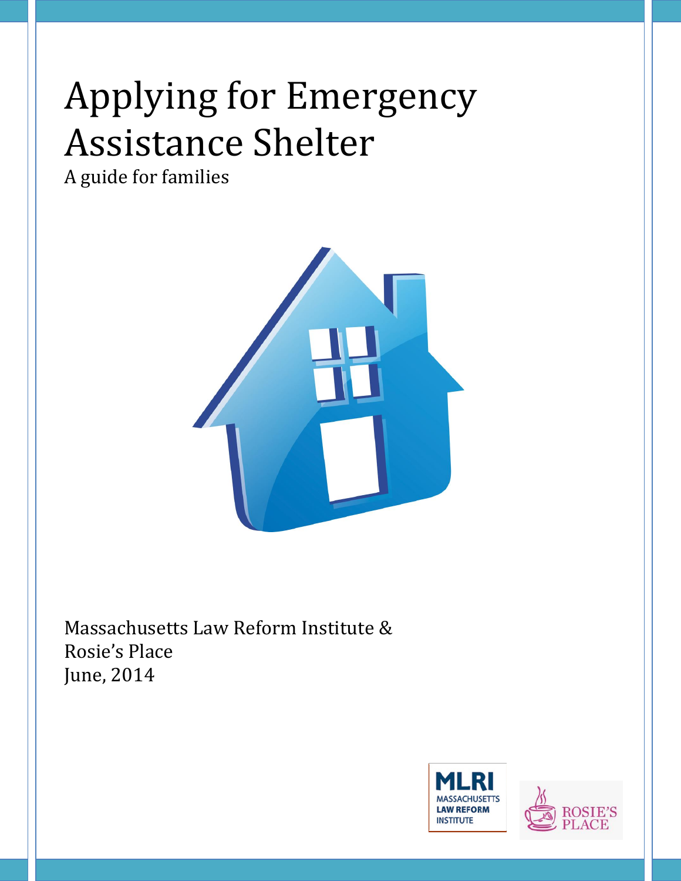# Applying for Emergency Assistance Shelter

A guide for families

Massachusetts Law Reform Institute &
Rosie's Place
June, 2014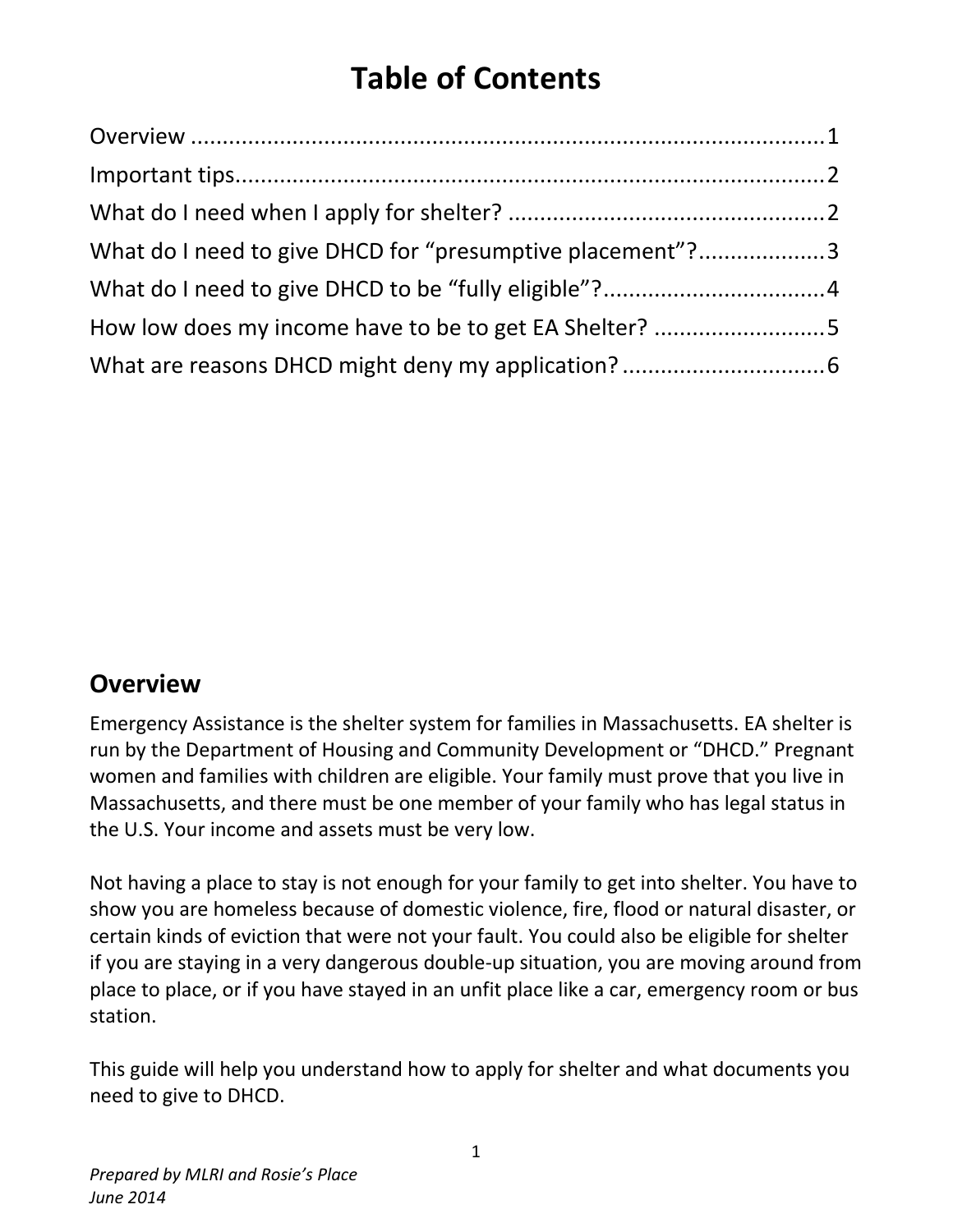# Table of Contents

Overview ........................................................................................................1
Important tips..................................................................................................2
What do I need when I apply for shelter? ......................................................2
What do I need to give DHCD for "presumptive placement"?......................3
What do I need to give DHCD to be "fully eligible"?....................................4
How low does my income have to be to get EA Shelter? .............................5
What are reasons DHCD might deny my application?..................................6

## Overview

Emergency Assistance is the shelter system for families in Massachusetts. EA shelter is run by the Department of Housing and Community Development or "DHCD." Pregnant women and families with children are eligible. Your family must prove that you live in Massachusetts, and there must be one member of your family who has legal status in the U.S. Your income and assets must be very low.

Not having a place to stay is not enough for your family to get into shelter. You have to show you are homeless because of domestic violence, fire, flood or natural disaster, or certain kinds of eviction that were not your fault. You could also be eligible for shelter if you are staying in a very dangerous double-up situation, you are moving around from place to place, or if you have stayed in an unfit place like a car, emergency room or bus station.

This guide will help you understand how to apply for shelter and what documents you need to give to DHCD.

*Prepared by MLRI and Rosie's Place*
*June 2014*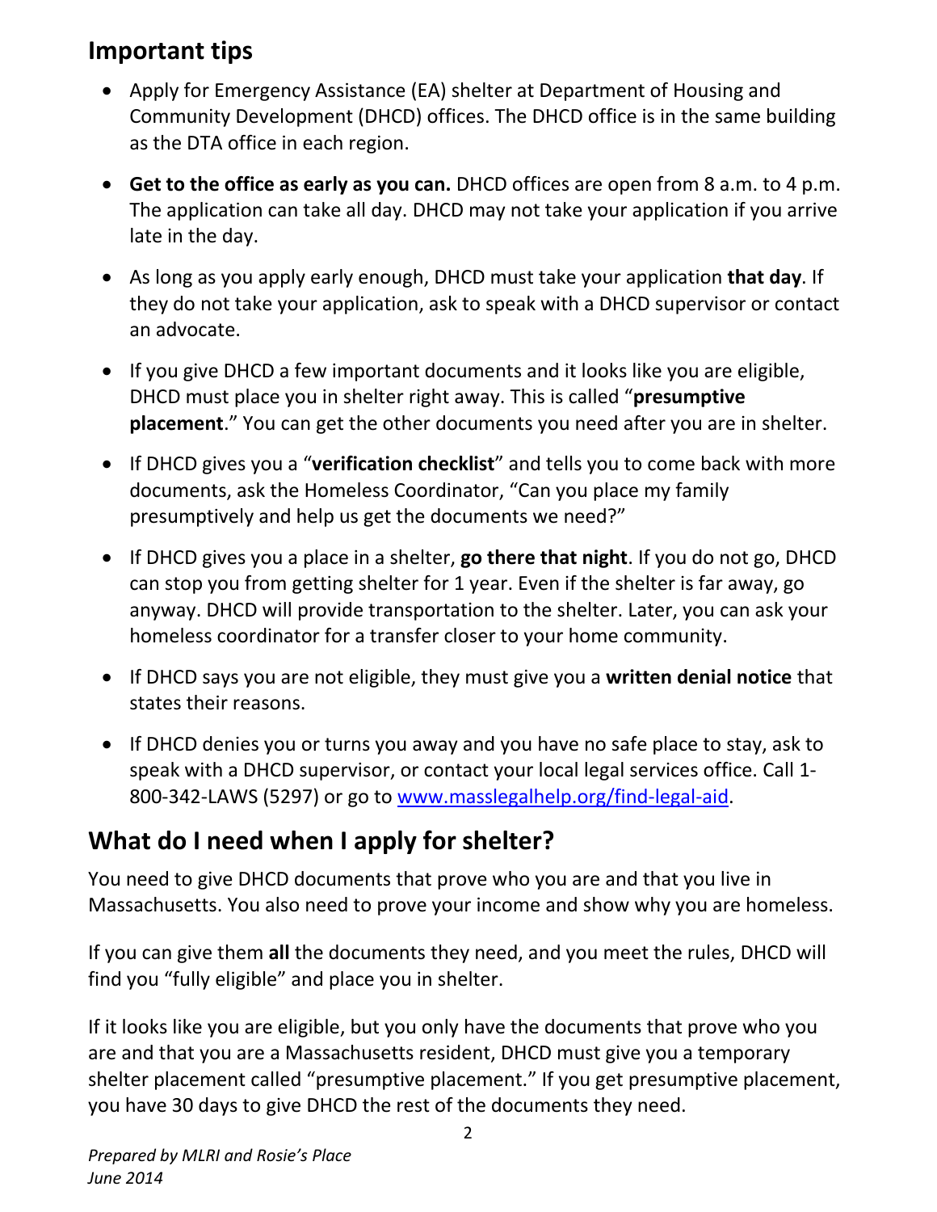## Important tips

- Apply for Emergency Assistance (EA) shelter at Department of Housing and Community Development (DHCD) offices. The DHCD office is in the same building as the DTA office in each region.
- **Get to the office as early as you can.** DHCD offices are open from 8 a.m. to 4 p.m. The application can take all day. DHCD may not take your application if you arrive late in the day.
- As long as you apply early enough, DHCD must take your application **that day**. If they do not take your application, ask to speak with a DHCD supervisor or contact an advocate.
- If you give DHCD a few important documents and it looks like you are eligible, DHCD must place you in shelter right away. This is called "**presumptive placement**." You can get the other documents you need after you are in shelter.
- If DHCD gives you a "**verification checklist**" and tells you to come back with more documents, ask the Homeless Coordinator, "Can you place my family presumptively and help us get the documents we need?"
- If DHCD gives you a place in a shelter, **go there that night**. If you do not go, DHCD can stop you from getting shelter for 1 year. Even if the shelter is far away, go anyway. DHCD will provide transportation to the shelter. Later, you can ask your homeless coordinator for a transfer closer to your home community.
- If DHCD says you are not eligible, they must give you a **written denial notice** that states their reasons.
- If DHCD denies you or turns you away and you have no safe place to stay, ask to speak with a DHCD supervisor, or contact your local legal services office. Call 1-800-342-LAWS (5297) or go to [www.masslegalhelp.org/find-legal-aid](http://www.masslegalhelp.org/find-legal-aid).

## What do I need when I apply for shelter?

You need to give DHCD documents that prove who you are and that you live in Massachusetts. You also need to prove your income and show why you are homeless.

If you can give them **all** the documents they need, and you meet the rules, DHCD will find you "fully eligible" and place you in shelter.

If it looks like you are eligible, but you only have the documents that prove who you are and that you are a Massachusetts resident, DHCD must give you a temporary shelter placement called "presumptive placement." If you get presumptive placement, you have 30 days to give DHCD the rest of the documents they need.

*Prepared by MLRI and Rosie's Place*
*June 2014*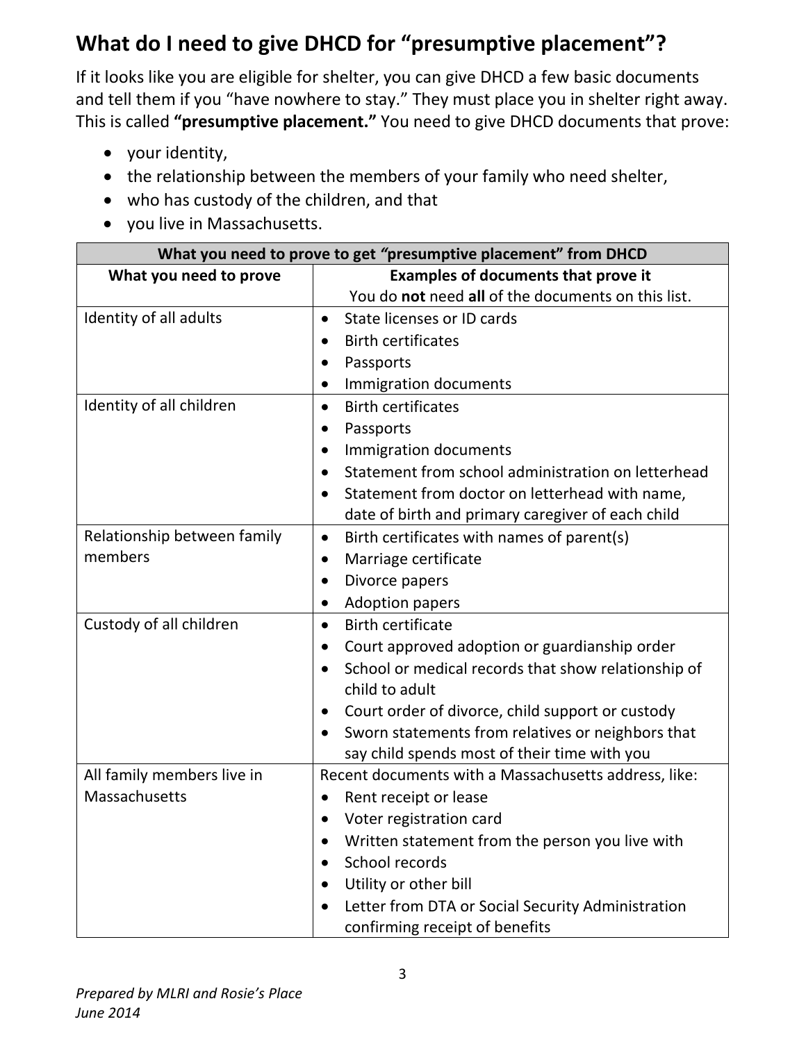## What do I need to give DHCD for "presumptive placement"?

If it looks like you are eligible for shelter, you can give DHCD a few basic documents and tell them if you "have nowhere to stay." They must place you in shelter right away. This is called **"presumptive placement."** You need to give DHCD documents that prove:

- your identity,
- the relationship between the members of your family who need shelter,
- who has custody of the children, and that
- you live in Massachusetts.

| What you need to prove to get *"presumptive placement"* from DHCD | |
|---|---|
| **What you need to prove** | **Examples of documents that prove it**<br>You do **not** need **all** of the documents on this list. |
| Identity of all adults | • State licenses or ID cards<br>• Birth certificates<br>• Passports<br>• Immigration documents |
| Identity of all children | • Birth certificates<br>• Passports<br>• Immigration documents<br>• Statement from school administration on letterhead<br>• Statement from doctor on letterhead with name, date of birth and primary caregiver of each child |
| Relationship between family members | • Birth certificates with names of parent(s)<br>• Marriage certificate<br>• Divorce papers<br>• Adoption papers |
| Custody of all children | • Birth certificate<br>• Court approved adoption or guardianship order<br>• School or medical records that show relationship of child to adult<br>• Court order of divorce, child support or custody<br>• Sworn statements from relatives or neighbors that say child spends most of their time with you |
| All family members live in Massachusetts | Recent documents with a Massachusetts address, like:<br>• Rent receipt or lease<br>• Voter registration card<br>• Written statement from the person you live with<br>• School records<br>• Utility or other bill<br>• Letter from DTA or Social Security Administration confirming receipt of benefits |

*Prepared by MLRI and Rosie's Place*
*June 2014*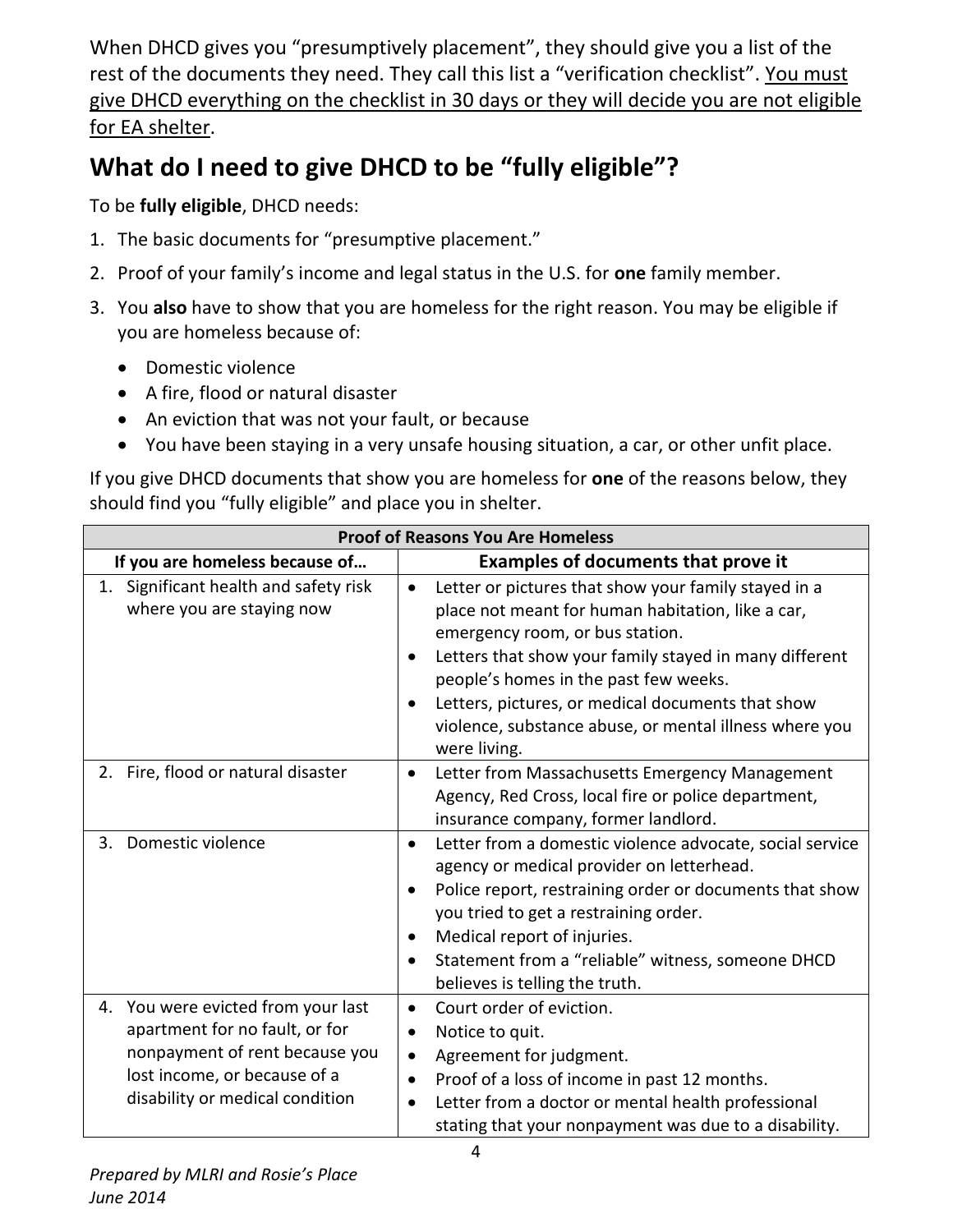When DHCD gives you "presumptively placement", they should give you a list of the rest of the documents they need. They call this list a "verification checklist". <u>You must give DHCD everything on the checklist in 30 days or they will decide you are not eligible for EA shelter</u>.

## What do I need to give DHCD to be "fully eligible"?

To be **fully eligible**, DHCD needs:

1. The basic documents for "presumptive placement."
2. Proof of your family's income and legal status in the U.S. for **one** family member.
3. You **also** have to show that you are homeless for the right reason. You may be eligible if you are homeless because of:
   - Domestic violence
   - A fire, flood or natural disaster
   - An eviction that was not your fault, or because
   - You have been staying in a very unsafe housing situation, a car, or other unfit place.

If you give DHCD documents that show you are homeless for **one** of the reasons below, they should find you "fully eligible" and place you in shelter.

| Proof of Reasons You Are Homeless | |
|---|---|
| **If you are homeless because of…** | **Examples of documents that prove it** |
| 1. Significant health and safety risk where you are staying now | • Letter or pictures that show your family stayed in a place not meant for human habitation, like a car, emergency room, or bus station.<br>• Letters that show your family stayed in many different people's homes in the past few weeks.<br>• Letters, pictures, or medical documents that show violence, substance abuse, or mental illness where you were living. |
| 2. Fire, flood or natural disaster | • Letter from Massachusetts Emergency Management Agency, Red Cross, local fire or police department, insurance company, former landlord. |
| 3. Domestic violence | • Letter from a domestic violence advocate, social service agency or medical provider on letterhead.<br>• Police report, restraining order or documents that show you tried to get a restraining order.<br>• Medical report of injuries.<br>• Statement from a "reliable" witness, someone DHCD believes is telling the truth. |
| 4. You were evicted from your last apartment for no fault, or for nonpayment of rent because you lost income, or because of a disability or medical condition | • Court order of eviction.<br>• Notice to quit.<br>• Agreement for judgment.<br>• Proof of a loss of income in past 12 months.<br>• Letter from a doctor or mental health professional stating that your nonpayment was due to a disability. |

*Prepared by MLRI and Rosie's Place*
*June 2014*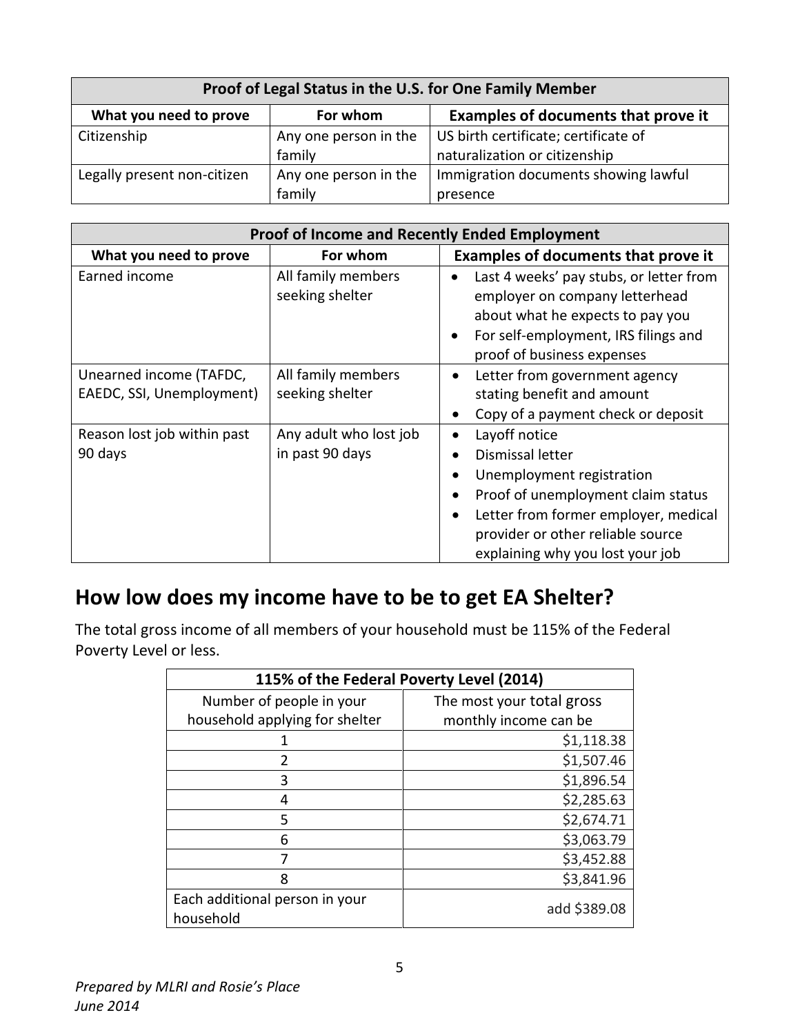| Proof of Legal Status in the U.S. for One Family Member | | |
|---|---|---|
| **What you need to prove** | **For whom** | **Examples of documents that prove it** |
| Citizenship | Any one person in the family | US birth certificate; certificate of naturalization or citizenship |
| Legally present non-citizen | Any one person in the family | Immigration documents showing lawful presence |

| Proof of Income and Recently Ended Employment | | |
|---|---|---|
| **What you need to prove** | **For whom** | **Examples of documents that prove it** |
| Earned income | All family members seeking shelter | • Last 4 weeks' pay stubs, or letter from employer on company letterhead about what he expects to pay you<br>• For self-employment, IRS filings and proof of business expenses |
| Unearned income (TAFDC, EAEDC, SSI, Unemployment) | All family members seeking shelter | • Letter from government agency stating benefit and amount<br>• Copy of a payment check or deposit |
| Reason lost job within past 90 days | Any adult who lost job in past 90 days | • Layoff notice<br>• Dismissal letter<br>• Unemployment registration<br>• Proof of unemployment claim status<br>• Letter from former employer, medical provider or other reliable source explaining why you lost your job |

## How low does my income have to be to get EA Shelter?

The total gross income of all members of your household must be 115% of the Federal Poverty Level or less.

| 115% of the Federal Poverty Level (2014) | |
|---|---|
| Number of people in your household applying for shelter | The most your total gross monthly income can be |
| 1 | $1,118.38 |
| 2 | $1,507.46 |
| 3 | $1,896.54 |
| 4 | $2,285.63 |
| 5 | $2,674.71 |
| 6 | $3,063.79 |
| 7 | $3,452.88 |
| 8 | $3,841.96 |
| Each additional person in your household | add $389.08 |

*Prepared by MLRI and Rosie's Place*
*June 2014*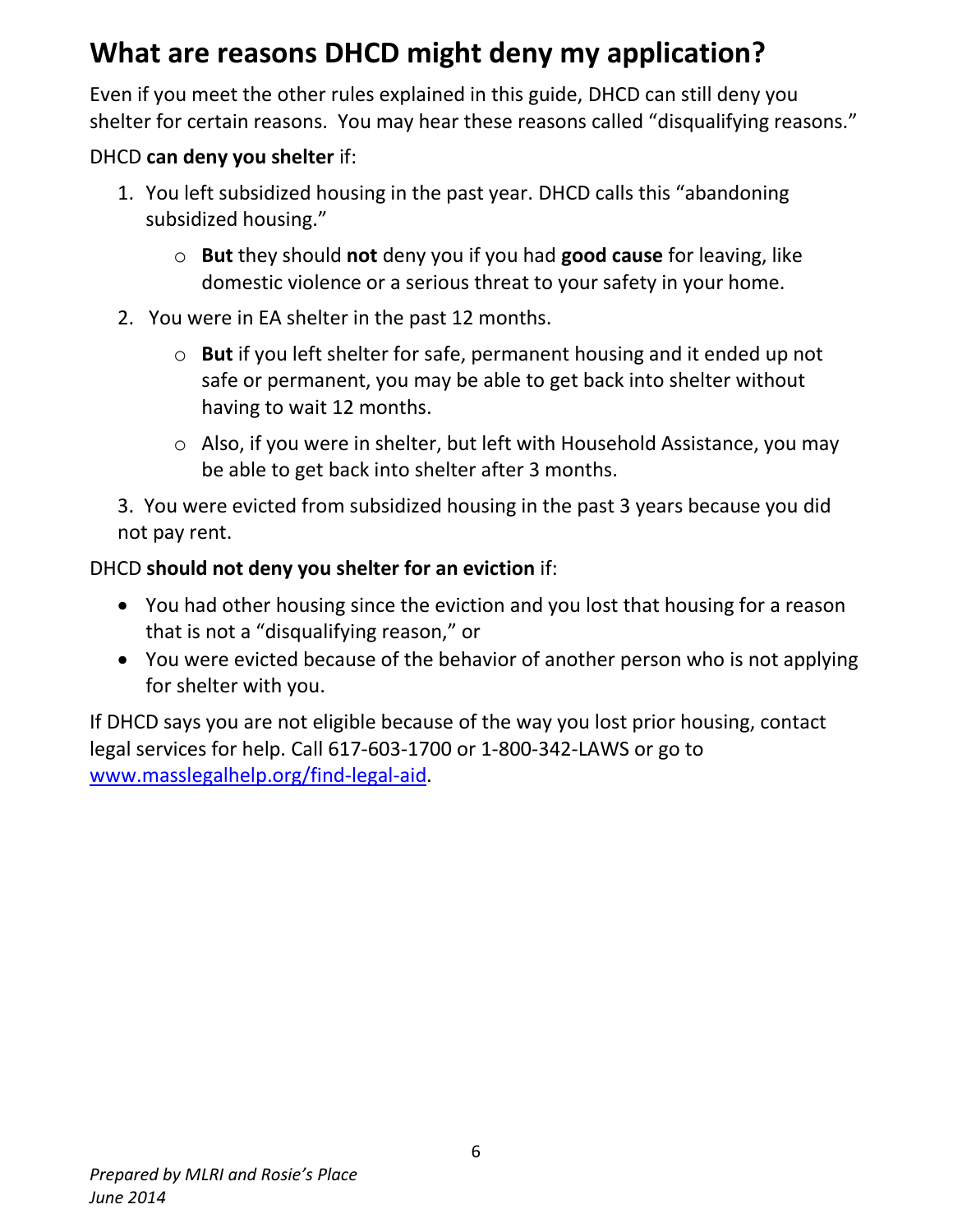## What are reasons DHCD might deny my application?

Even if you meet the other rules explained in this guide, DHCD can still deny you shelter for certain reasons. You may hear these reasons called "disqualifying reasons."

DHCD **can deny you shelter** if:

1. You left subsidized housing in the past year. DHCD calls this "abandoning subsidized housing."
   - **But** they should **not** deny you if you had **good cause** for leaving, like domestic violence or a serious threat to your safety in your home.
2. You were in EA shelter in the past 12 months.
   - **But** if you left shelter for safe, permanent housing and it ended up not safe or permanent, you may be able to get back into shelter without having to wait 12 months.
   - Also, if you were in shelter, but left with Household Assistance, you may be able to get back into shelter after 3 months.
3. You were evicted from subsidized housing in the past 3 years because you did not pay rent.

DHCD **should not deny you shelter for an eviction** if:

- You had other housing since the eviction and you lost that housing for a reason that is not a "disqualifying reason," or
- You were evicted because of the behavior of another person who is not applying for shelter with you.

If DHCD says you are not eligible because of the way you lost prior housing, contact legal services for help. Call 617-603-1700 or 1-800-342-LAWS or go to [www.masslegalhelp.org/find-legal-aid](http://www.masslegalhelp.org/find-legal-aid).

*Prepared by MLRI and Rosie's Place*
*June 2014*